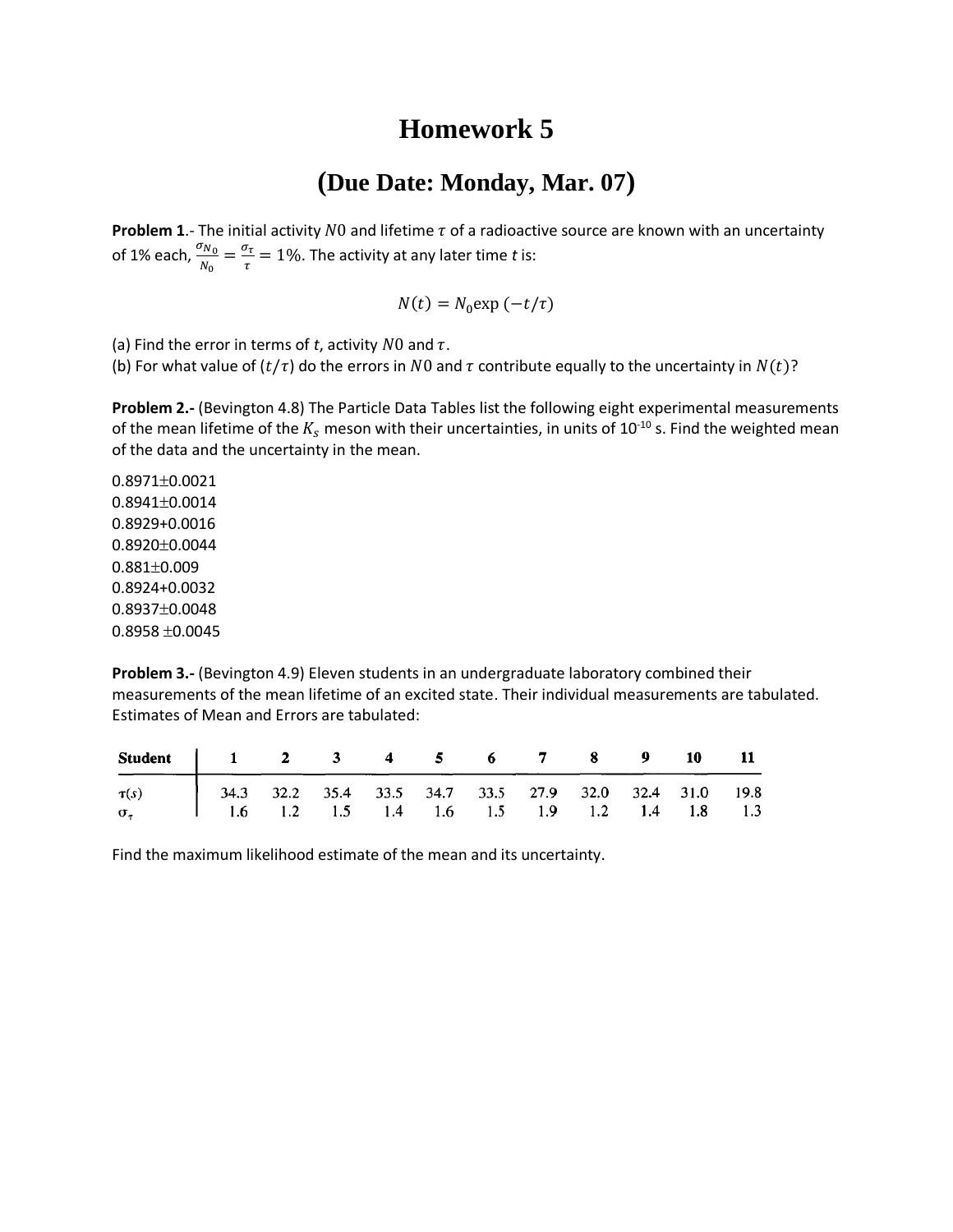# Homework 5

## (Due Date: Monday, Mar. 07)

**Problem 1**.- The initial activity $N0$ and lifetime $\tau$ of a radioactive source are known with an uncertainty of 1% each, $\frac{\sigma_{N0}}{N_0} = \frac{\sigma_\tau}{\tau} = 1\%$. The activity at any later time $t$ is:

$$N(t) = N_0 \exp(-t/\tau)$$

(a) Find the error in terms of $t$, activity $N0$ and $\tau$.
(b) For what value of $(t/\tau)$ do the errors in $N0$ and $\tau$ contribute equally to the uncertainty in $N(t)$?

**Problem 2.-** (Bevington 4.8) The Particle Data Tables list the following eight experimental measurements of the mean lifetime of the $K_s$ meson with their uncertainties, in units of $10^{-10}$ s. Find the weighted mean of the data and the uncertainty in the mean.

$0.8971 \pm 0.0021$
$0.8941 \pm 0.0014$
$0.8929 + 0.0016$
$0.8920 \pm 0.0044$
$0.881 \pm 0.009$
$0.8924 + 0.0032$
$0.8937 \pm 0.0048$
$0.8958 \pm 0.0045$

**Problem 3.-** (Bevington 4.9) Eleven students in an undergraduate laboratory combined their measurements of the mean lifetime of an excited state. Their individual measurements are tabulated. Estimates of Mean and Errors are tabulated:

| Student | 1 | 2 | 3 | 4 | 5 | 6 | 7 | 8 | 9 | 10 | 11 |
|---|---|---|---|---|---|---|---|---|---|---|---|
| $\tau(s)$ | 34.3 | 32.2 | 35.4 | 33.5 | 34.7 | 33.5 | 27.9 | 32.0 | 32.4 | 31.0 | 19.8 |
| $\sigma_\tau$ | 1.6 | 1.2 | 1.5 | 1.4 | 1.6 | 1.5 | 1.9 | 1.2 | 1.4 | 1.8 | 1.3 |

Find the maximum likelihood estimate of the mean and its uncertainty.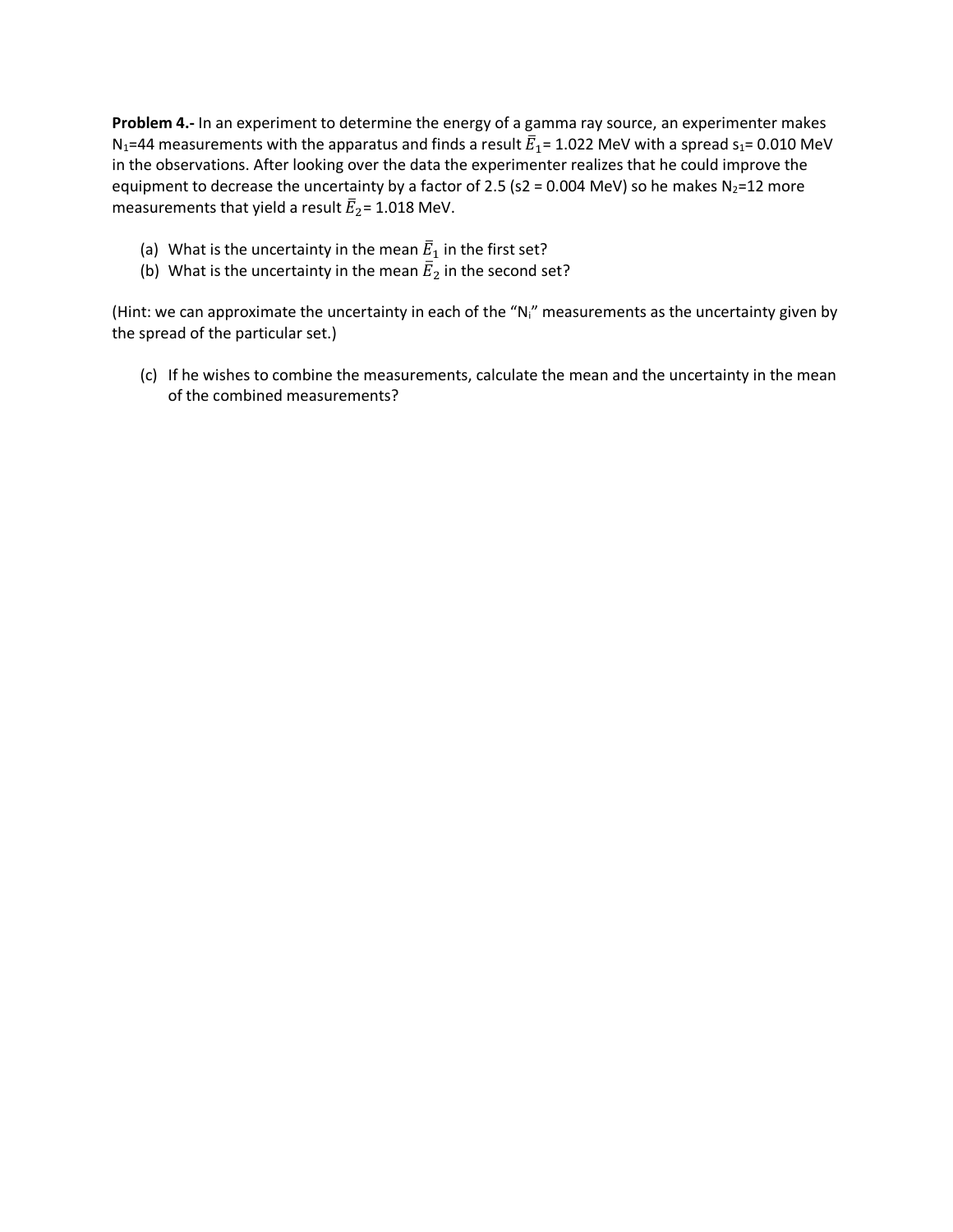**Problem 4.-** In an experiment to determine the energy of a gamma ray source, an experimenter makes $N_1$=44 measurements with the apparatus and finds a result $\bar{E}_1$= 1.022 MeV with a spread $s_1$= 0.010 MeV in the observations. After looking over the data the experimenter realizes that he could improve the equipment to decrease the uncertainty by a factor of 2.5 ($s2$ = 0.004 MeV) so he makes $N_2$=12 more measurements that yield a result $\bar{E}_2$= 1.018 MeV.

(a) What is the uncertainty in the mean $\bar{E}_1$ in the first set?

(b) What is the uncertainty in the mean $\bar{E}_2$ in the second set?

(Hint: we can approximate the uncertainty in each of the "$N_i$" measurements as the uncertainty given by the spread of the particular set.)

(c) If he wishes to combine the measurements, calculate the mean and the uncertainty in the mean of the combined measurements?